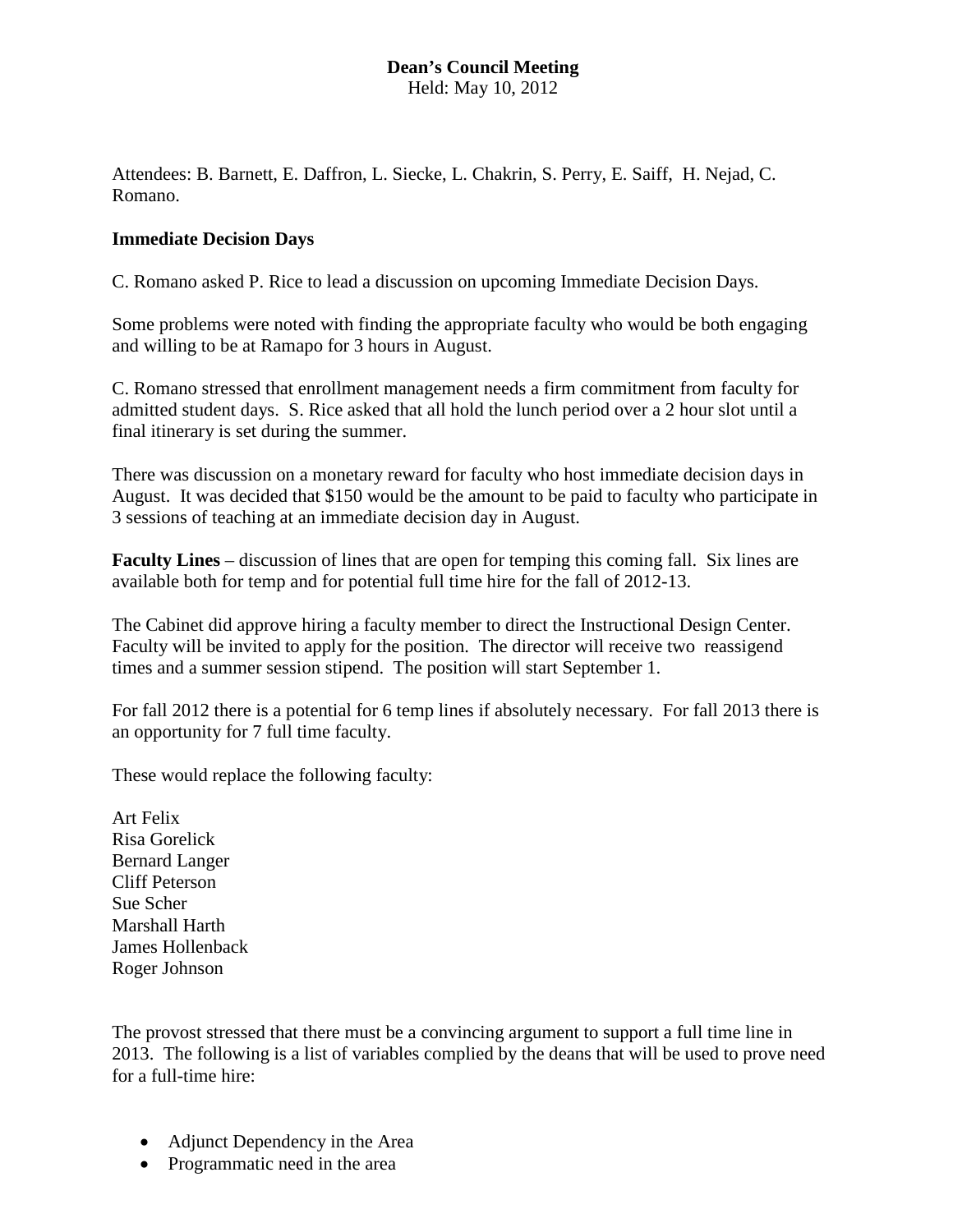**Dean's Council Meeting**
Held: May 10, 2012

Attendees: B. Barnett, E. Daffron, L. Siecke, L. Chakrin, S. Perry, E. Saiff, H. Nejad, C. Romano.

**Immediate Decision Days**

C. Romano asked P. Rice to lead a discussion on upcoming Immediate Decision Days.

Some problems were noted with finding the appropriate faculty who would be both engaging and willing to be at Ramapo for 3 hours in August.

C. Romano stressed that enrollment management needs a firm commitment from faculty for admitted student days. S. Rice asked that all hold the lunch period over a 2 hour slot until a final itinerary is set during the summer.

There was discussion on a monetary reward for faculty who host immediate decision days in August. It was decided that $150 would be the amount to be paid to faculty who participate in 3 sessions of teaching at an immediate decision day in August.

**Faculty Lines** – discussion of lines that are open for temping this coming fall. Six lines are available both for temp and for potential full time hire for the fall of 2012-13.

The Cabinet did approve hiring a faculty member to direct the Instructional Design Center. Faculty will be invited to apply for the position. The director will receive two reassigend times and a summer session stipend. The position will start September 1.

For fall 2012 there is a potential for 6 temp lines if absolutely necessary. For fall 2013 there is an opportunity for 7 full time faculty.

These would replace the following faculty:

Art Felix
Risa Gorelick
Bernard Langer
Cliff Peterson
Sue Scher
Marshall Harth
James Hollenback
Roger Johnson

The provost stressed that there must be a convincing argument to support a full time line in 2013. The following is a list of variables complied by the deans that will be used to prove need for a full-time hire:

- Adjunct Dependency in the Area
- Programmatic need in the area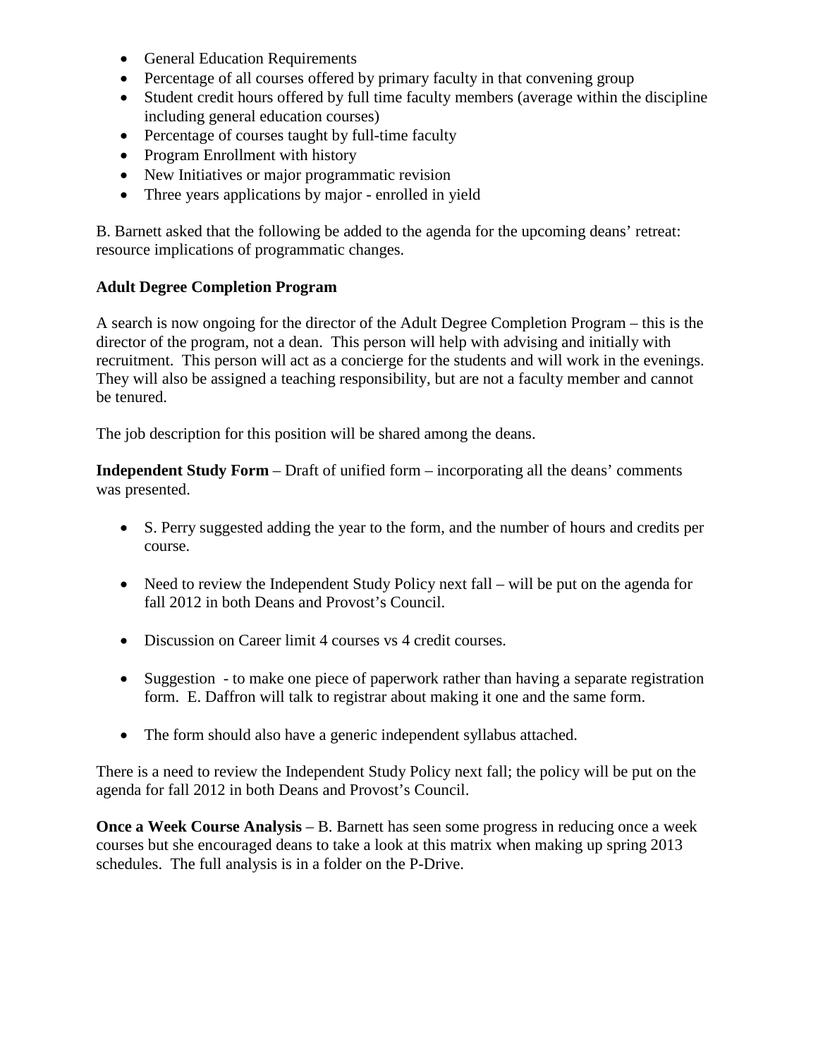- General Education Requirements
- Percentage of all courses offered by primary faculty in that convening group
- Student credit hours offered by full time faculty members (average within the discipline including general education courses)
- Percentage of courses taught by full-time faculty
- Program Enrollment with history
- New Initiatives or major programmatic revision
- Three years applications by major - enrolled in yield

B. Barnett asked that the following be added to the agenda for the upcoming deans' retreat: resource implications of programmatic changes.

**Adult Degree Completion Program**

A search is now ongoing for the director of the Adult Degree Completion Program – this is the director of the program, not a dean. This person will help with advising and initially with recruitment. This person will act as a concierge for the students and will work in the evenings. They will also be assigned a teaching responsibility, but are not a faculty member and cannot be tenured.

The job description for this position will be shared among the deans.

**Independent Study Form** – Draft of unified form – incorporating all the deans' comments was presented.

- S. Perry suggested adding the year to the form, and the number of hours and credits per course.
- Need to review the Independent Study Policy next fall – will be put on the agenda for fall 2012 in both Deans and Provost's Council.
- Discussion on Career limit 4 courses vs 4 credit courses.
- Suggestion - to make one piece of paperwork rather than having a separate registration form. E. Daffron will talk to registrar about making it one and the same form.
- The form should also have a generic independent syllabus attached.

There is a need to review the Independent Study Policy next fall; the policy will be put on the agenda for fall 2012 in both Deans and Provost's Council.

**Once a Week Course Analysis** – B. Barnett has seen some progress in reducing once a week courses but she encouraged deans to take a look at this matrix when making up spring 2013 schedules. The full analysis is in a folder on the P-Drive.